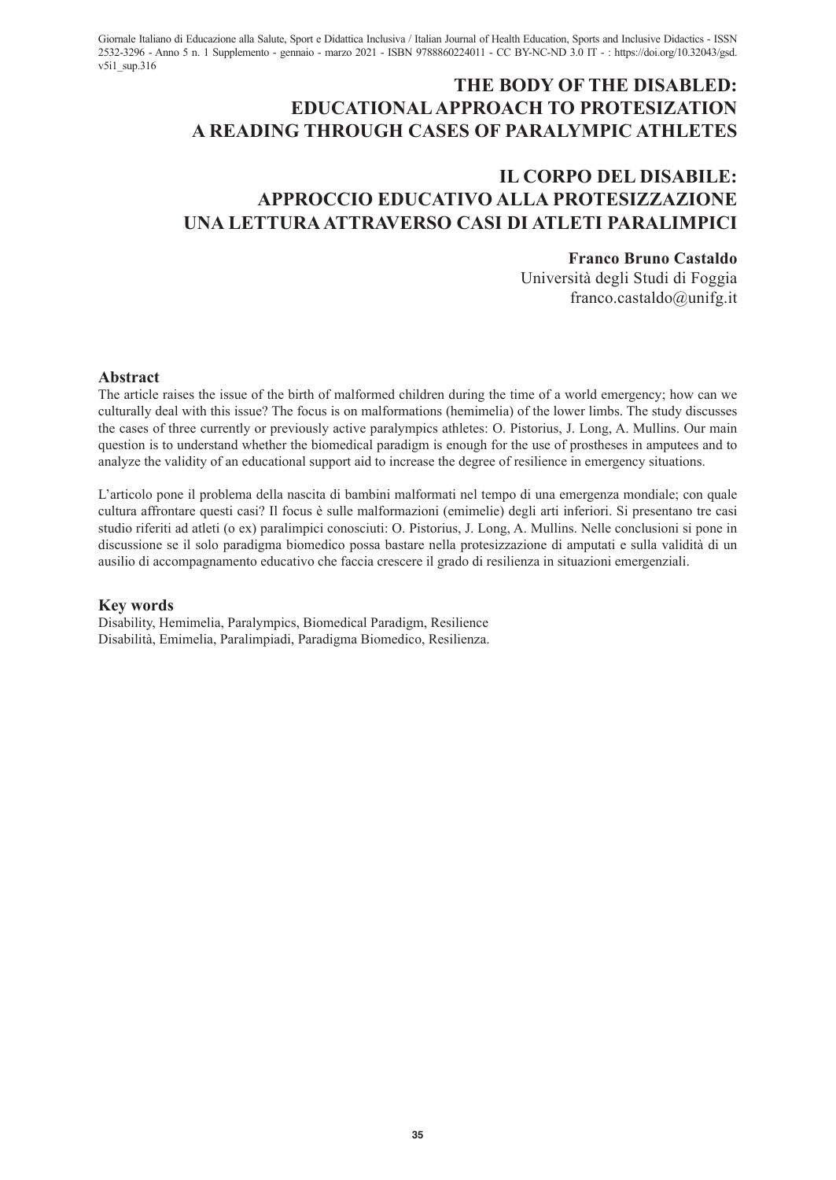# THE BODY OF THE DISABLED: EDUCATIONAL APPROACH TO PROTESIZATION A READING THROUGH CASES OF PARALYMPIC ATHLETES

# IL CORPO DEL DISABILE: APPROCCIO EDUCATIVO ALLA PROTESIZZAZIONE UNA LETTURA ATTRAVERSO CASI DI ATLETI PARALIMPICI

**Franco Bruno Castaldo**
Università degli Studi di Foggia
franco.castaldo@unifg.it

## Abstract

The article raises the issue of the birth of malformed children during the time of a world emergency; how can we culturally deal with this issue? The focus is on malformations (hemimelia) of the lower limbs. The study discusses the cases of three currently or previously active paralympics athletes: O. Pistorius, J. Long, A. Mullins. Our main question is to understand whether the biomedical paradigm is enough for the use of prostheses in amputees and to analyze the validity of an educational support aid to increase the degree of resilience in emergency situations.

L'articolo pone il problema della nascita di bambini malformati nel tempo di una emergenza mondiale; con quale cultura affrontare questi casi? Il focus è sulle malformazioni (emimelie) degli arti inferiori. Si presentano tre casi studio riferiti ad atleti (o ex) paralimpici conosciuti: O. Pistorius, J. Long, A. Mullins. Nelle conclusioni si pone in discussione se il solo paradigma biomedico possa bastare nella protesizzazione di amputati e sulla validità di un ausilio di accompagnamento educativo che faccia crescere il grado di resilienza in situazioni emergenziali.

## Key words

Disability, Hemimelia, Paralympics, Biomedical Paradigm, Resilience
Disabilità, Emimelia, Paralimpiadi, Paradigma Biomedico, Resilienza.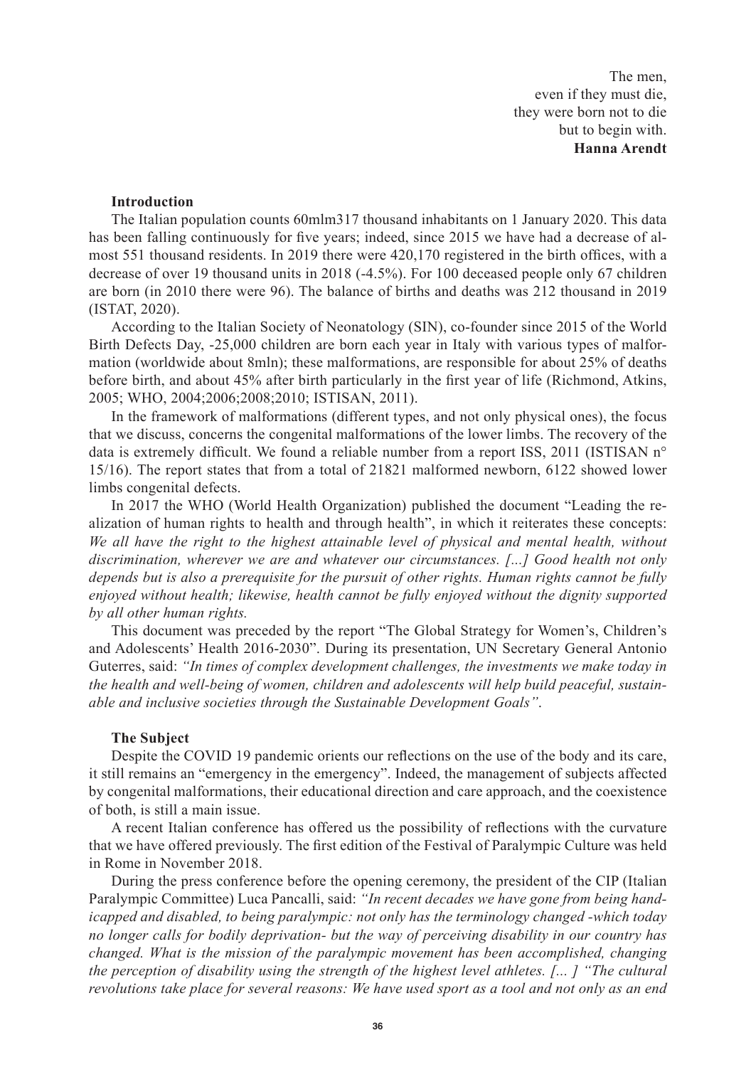The men,  
even if they must die,  
they were born not to die  
but to begin with.  
**Hanna Arendt**

## Introduction

The Italian population counts 60mlm317 thousand inhabitants on 1 January 2020. This data has been falling continuously for five years; indeed, since 2015 we have had a decrease of almost 551 thousand residents. In 2019 there were 420,170 registered in the birth offices, with a decrease of over 19 thousand units in 2018 (-4.5%). For 100 deceased people only 67 children are born (in 2010 there were 96). The balance of births and deaths was 212 thousand in 2019 (ISTAT, 2020).

According to the Italian Society of Neonatology (SIN), co-founder since 2015 of the World Birth Defects Day, -25,000 children are born each year in Italy with various types of malformation (worldwide about 8mln); these malformations, are responsible for about 25% of deaths before birth, and about 45% after birth particularly in the first year of life (Richmond, Atkins, 2005; WHO, 2004;2006;2008;2010; ISTISAN, 2011).

In the framework of malformations (different types, and not only physical ones), the focus that we discuss, concerns the congenital malformations of the lower limbs. The recovery of the data is extremely difficult. We found a reliable number from a report ISS, 2011 (ISTISAN n° 15/16). The report states that from a total of 21821 malformed newborn, 6122 showed lower limbs congenital defects.

In 2017 the WHO (World Health Organization) published the document "Leading the realization of human rights to health and through health", in which it reiterates these concepts: *We all have the right to the highest attainable level of physical and mental health, without discrimination, wherever we are and whatever our circumstances. [...] Good health not only depends but is also a prerequisite for the pursuit of other rights. Human rights cannot be fully enjoyed without health; likewise, health cannot be fully enjoyed without the dignity supported by all other human rights.*

This document was preceded by the report "The Global Strategy for Women's, Children's and Adolescents' Health 2016-2030". During its presentation, UN Secretary General Antonio Guterres, said: *"In times of complex development challenges, the investments we make today in the health and well-being of women, children and adolescents will help build peaceful, sustainable and inclusive societies through the Sustainable Development Goals"*.

## The Subject

Despite the COVID 19 pandemic orients our reflections on the use of the body and its care, it still remains an "emergency in the emergency". Indeed, the management of subjects affected by congenital malformations, their educational direction and care approach, and the coexistence of both, is still a main issue.

A recent Italian conference has offered us the possibility of reflections with the curvature that we have offered previously. The first edition of the Festival of Paralympic Culture was held in Rome in November 2018.

During the press conference before the opening ceremony, the president of the CIP (Italian Paralympic Committee) Luca Pancalli, said: *"In recent decades we have gone from being handicapped and disabled, to being paralympic: not only has the terminology changed -which today no longer calls for bodily deprivation- but the way of perceiving disability in our country has changed. What is the mission of the paralympic movement has been accomplished, changing the perception of disability using the strength of the highest level athletes. [... ] "The cultural revolutions take place for several reasons: We have used sport as a tool and not only as an end*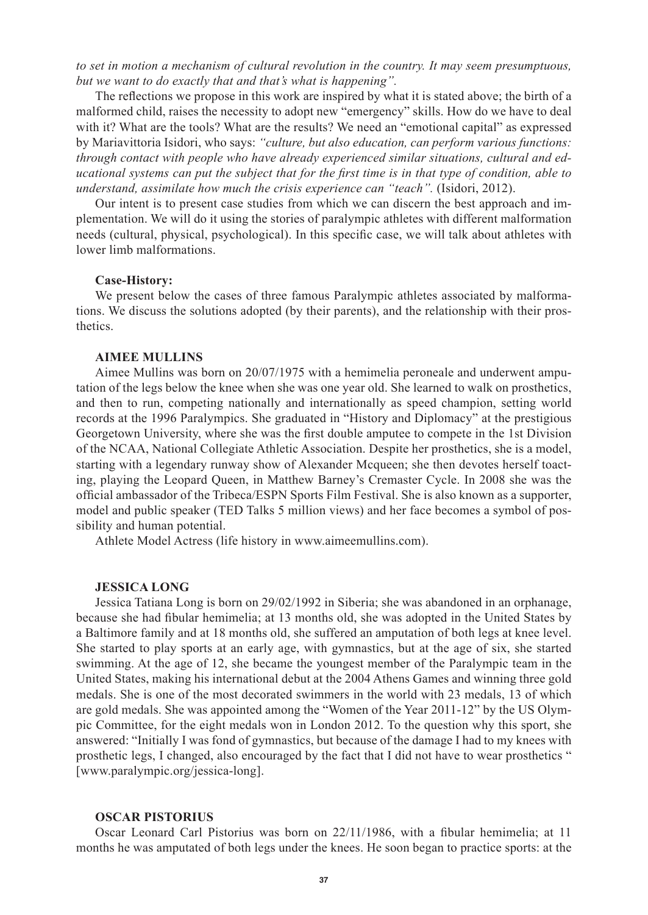*to set in motion a mechanism of cultural revolution in the country. It may seem presumptuous, but we want to do exactly that and that's what is happening".*

The reflections we propose in this work are inspired by what it is stated above; the birth of a malformed child, raises the necessity to adopt new "emergency" skills. How do we have to deal with it? What are the tools? What are the results? We need an "emotional capital" as expressed by Mariavittoria Isidori, who says: *"culture, but also education, can perform various functions: through contact with people who have already experienced similar situations, cultural and educational systems can put the subject that for the first time is in that type of condition, able to understand, assimilate how much the crisis experience can "teach".* (Isidori, 2012).

Our intent is to present case studies from which we can discern the best approach and implementation. We will do it using the stories of paralympic athletes with different malformation needs (cultural, physical, psychological). In this specific case, we will talk about athletes with lower limb malformations.

**Case-History:**

We present below the cases of three famous Paralympic athletes associated by malformations. We discuss the solutions adopted (by their parents), and the relationship with their prosthetics.

**AIMEE MULLINS**

Aimee Mullins was born on 20/07/1975 with a hemimelia peroneale and underwent amputation of the legs below the knee when she was one year old. She learned to walk on prosthetics, and then to run, competing nationally and internationally as speed champion, setting world records at the 1996 Paralympics. She graduated in "History and Diplomacy" at the prestigious Georgetown University, where she was the first double amputee to compete in the 1st Division of the NCAA, National Collegiate Athletic Association. Despite her prosthetics, she is a model, starting with a legendary runway show of Alexander Mcqueen; she then devotes herself toacting, playing the Leopard Queen, in Matthew Barney's Cremaster Cycle. In 2008 she was the official ambassador of the Tribeca/ESPN Sports Film Festival. She is also known as a supporter, model and public speaker (TED Talks 5 million views) and her face becomes a symbol of possibility and human potential.

Athlete Model Actress (life history in www.aimeemullins.com).

**JESSICA LONG**

Jessica Tatiana Long is born on 29/02/1992 in Siberia; she was abandoned in an orphanage, because she had fibular hemimelia; at 13 months old, she was adopted in the United States by a Baltimore family and at 18 months old, she suffered an amputation of both legs at knee level. She started to play sports at an early age, with gymnastics, but at the age of six, she started swimming. At the age of 12, she became the youngest member of the Paralympic team in the United States, making his international debut at the 2004 Athens Games and winning three gold medals. She is one of the most decorated swimmers in the world with 23 medals, 13 of which are gold medals. She was appointed among the "Women of the Year 2011-12" by the US Olympic Committee, for the eight medals won in London 2012. To the question why this sport, she answered: "Initially I was fond of gymnastics, but because of the damage I had to my knees with prosthetic legs, I changed, also encouraged by the fact that I did not have to wear prosthetics " [www.paralympic.org/jessica-long].

**OSCAR PISTORIUS**

Oscar Leonard Carl Pistorius was born on 22/11/1986, with a fibular hemimelia; at 11 months he was amputated of both legs under the knees. He soon began to practice sports: at the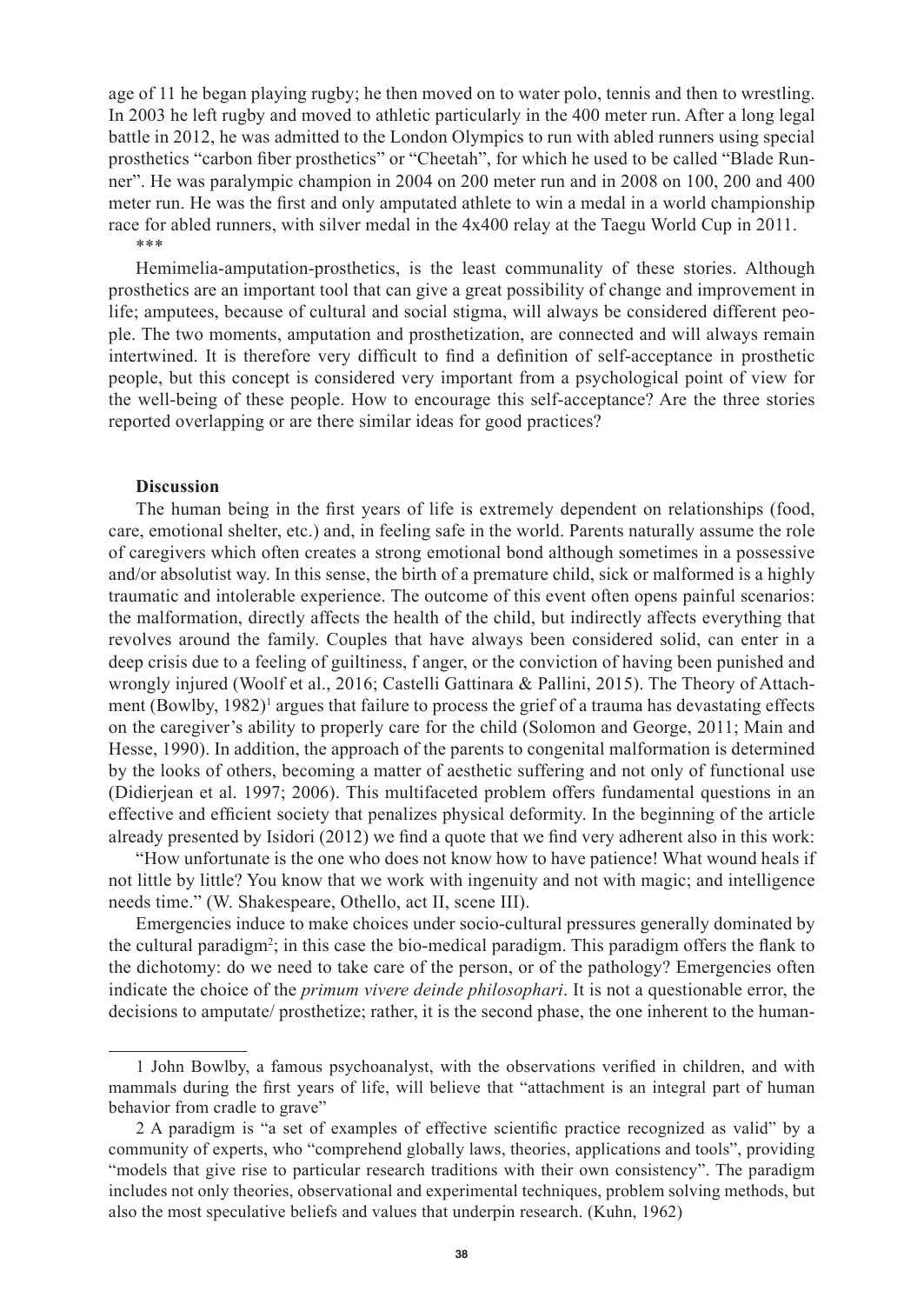age of 11 he began playing rugby; he then moved on to water polo, tennis and then to wrestling. In 2003 he left rugby and moved to athletic particularly in the 400 meter run. After a long legal battle in 2012, he was admitted to the London Olympics to run with abled runners using special prosthetics "carbon fiber prosthetics" or "Cheetah", for which he used to be called "Blade Runner". He was paralympic champion in 2004 on 200 meter run and in 2008 on 100, 200 and 400 meter run. He was the first and only amputated athlete to win a medal in a world championship race for abled runners, with silver medal in the 4x400 relay at the Taegu World Cup in 2011.

\*\*\*

Hemimelia-amputation-prosthetics, is the least communality of these stories. Although prosthetics are an important tool that can give a great possibility of change and improvement in life; amputees, because of cultural and social stigma, will always be considered different people. The two moments, amputation and prosthetization, are connected and will always remain intertwined. It is therefore very difficult to find a definition of self-acceptance in prosthetic people, but this concept is considered very important from a psychological point of view for the well-being of these people. How to encourage this self-acceptance? Are the three stories reported overlapping or are there similar ideas for good practices?

## Discussion

The human being in the first years of life is extremely dependent on relationships (food, care, emotional shelter, etc.) and, in feeling safe in the world. Parents naturally assume the role of caregivers which often creates a strong emotional bond although sometimes in a possessive and/or absolutist way. In this sense, the birth of a premature child, sick or malformed is a highly traumatic and intolerable experience. The outcome of this event often opens painful scenarios: the malformation, directly affects the health of the child, but indirectly affects everything that revolves around the family. Couples that have always been considered solid, can enter in a deep crisis due to a feeling of guiltiness, f anger, or the conviction of having been punished and wrongly injured (Woolf et al., 2016; Castelli Gattinara & Pallini, 2015). The Theory of Attachment (Bowlby, 1982)[1] argues that failure to process the grief of a trauma has devastating effects on the caregiver's ability to properly care for the child (Solomon and George, 2011; Main and Hesse, 1990). In addition, the approach of the parents to congenital malformation is determined by the looks of others, becoming a matter of aesthetic suffering and not only of functional use (Didierjean et al. 1997; 2006). This multifaceted problem offers fundamental questions in an effective and efficient society that penalizes physical deformity. In the beginning of the article already presented by Isidori (2012) we find a quote that we find very adherent also in this work:

"How unfortunate is the one who does not know how to have patience! What wound heals if not little by little? You know that we work with ingenuity and not with magic; and intelligence needs time." (W. Shakespeare, Othello, act II, scene III).

Emergencies induce to make choices under socio-cultural pressures generally dominated by the cultural paradigm[2]; in this case the bio-medical paradigm. This paradigm offers the flank to the dichotomy: do we need to take care of the person, or of the pathology? Emergencies often indicate the choice of the *primum vivere deinde philosophari*. It is not a questionable error, the decisions to amputate/ prosthetize; rather, it is the second phase, the one inherent to the human-

---

1 John Bowlby, a famous psychoanalyst, with the observations verified in children, and with mammals during the first years of life, will believe that "attachment is an integral part of human behavior from cradle to grave"

2 A paradigm is "a set of examples of effective scientific practice recognized as valid" by a community of experts, who "comprehend globally laws, theories, applications and tools", providing "models that give rise to particular research traditions with their own consistency". The paradigm includes not only theories, observational and experimental techniques, problem solving methods, but also the most speculative beliefs and values that underpin research. (Kuhn, 1962)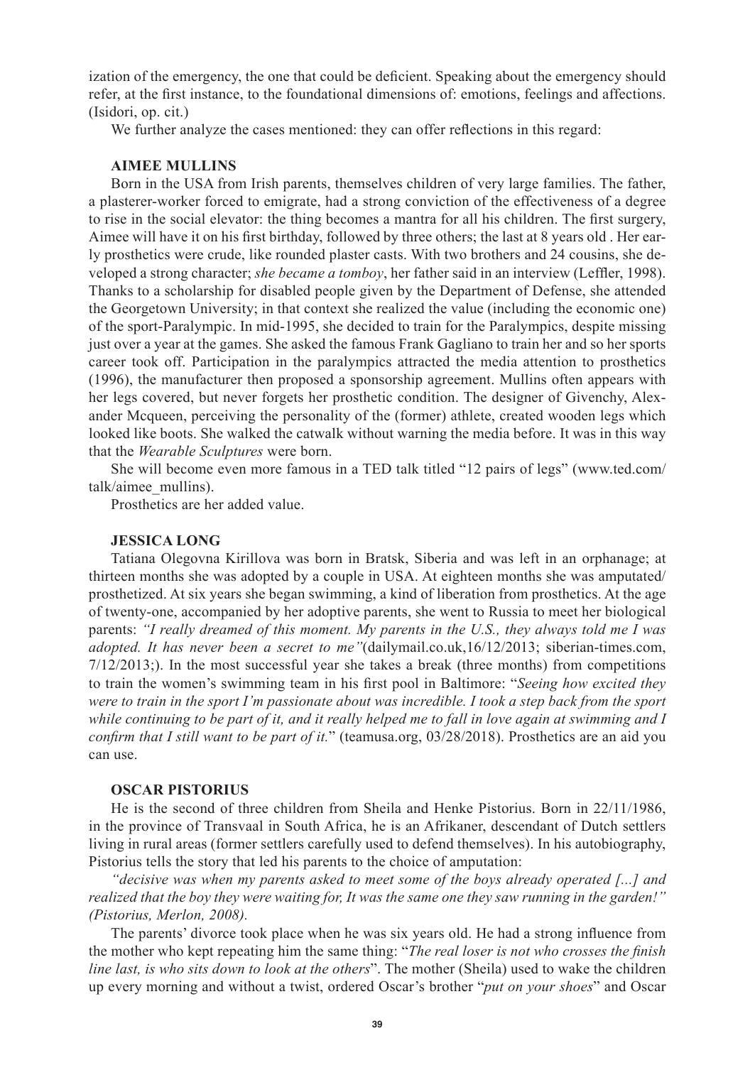ization of the emergency, the one that could be deficient. Speaking about the emergency should refer, at the first instance, to the foundational dimensions of: emotions, feelings and affections. (Isidori, op. cit.)

We further analyze the cases mentioned: they can offer reflections in this regard:

### AIMEE MULLINS

Born in the USA from Irish parents, themselves children of very large families. The father, a plasterer-worker forced to emigrate, had a strong conviction of the effectiveness of a degree to rise in the social elevator: the thing becomes a mantra for all his children. The first surgery, Aimee will have it on his first birthday, followed by three others; the last at 8 years old . Her early prosthetics were crude, like rounded plaster casts. With two brothers and 24 cousins, she developed a strong character; *she became a tomboy*, her father said in an interview (Leffler, 1998). Thanks to a scholarship for disabled people given by the Department of Defense, she attended the Georgetown University; in that context she realized the value (including the economic one) of the sport-Paralympic. In mid-1995, she decided to train for the Paralympics, despite missing just over a year at the games. She asked the famous Frank Gagliano to train her and so her sports career took off. Participation in the paralympics attracted the media attention to prosthetics (1996), the manufacturer then proposed a sponsorship agreement. Mullins often appears with her legs covered, but never forgets her prosthetic condition. The designer of Givenchy, Alexander Mcqueen, perceiving the personality of the (former) athlete, created wooden legs which looked like boots. She walked the catwalk without warning the media before. It was in this way that the *Wearable Sculptures* were born.

She will become even more famous in a TED talk titled "12 pairs of legs" (www.ted.com/talk/aimee_mullins).

Prosthetics are her added value.

### JESSICA LONG

Tatiana Olegovna Kirillova was born in Bratsk, Siberia and was left in an orphanage; at thirteen months she was adopted by a couple in USA. At eighteen months she was amputated/prosthetized. At six years she began swimming, a kind of liberation from prosthetics. At the age of twenty-one, accompanied by her adoptive parents, she went to Russia to meet her biological parents: *"I really dreamed of this moment. My parents in the U.S., they always told me I was adopted. It has never been a secret to me"*(dailymail.co.uk,16/12/2013; siberian-times.com, 7/12/2013;). In the most successful year she takes a break (three months) from competitions to train the women's swimming team in his first pool in Baltimore: "*Seeing how excited they were to train in the sport I'm passionate about was incredible. I took a step back from the sport while continuing to be part of it, and it really helped me to fall in love again at swimming and I confirm that I still want to be part of it.*" (teamusa.org, 03/28/2018). Prosthetics are an aid you can use.

### OSCAR PISTORIUS

He is the second of three children from Sheila and Henke Pistorius. Born in 22/11/1986, in the province of Transvaal in South Africa, he is an Afrikaner, descendant of Dutch settlers living in rural areas (former settlers carefully used to defend themselves). In his autobiography, Pistorius tells the story that led his parents to the choice of amputation:

*"decisive was when my parents asked to meet some of the boys already operated [...] and realized that the boy they were waiting for, It was the same one they saw running in the garden!" (Pistorius, Merlon, 2008).*

The parents' divorce took place when he was six years old. He had a strong influence from the mother who kept repeating him the same thing: "*The real loser is not who crosses the finish line last, is who sits down to look at the others*". The mother (Sheila) used to wake the children up every morning and without a twist, ordered Oscar's brother "*put on your shoes*" and Oscar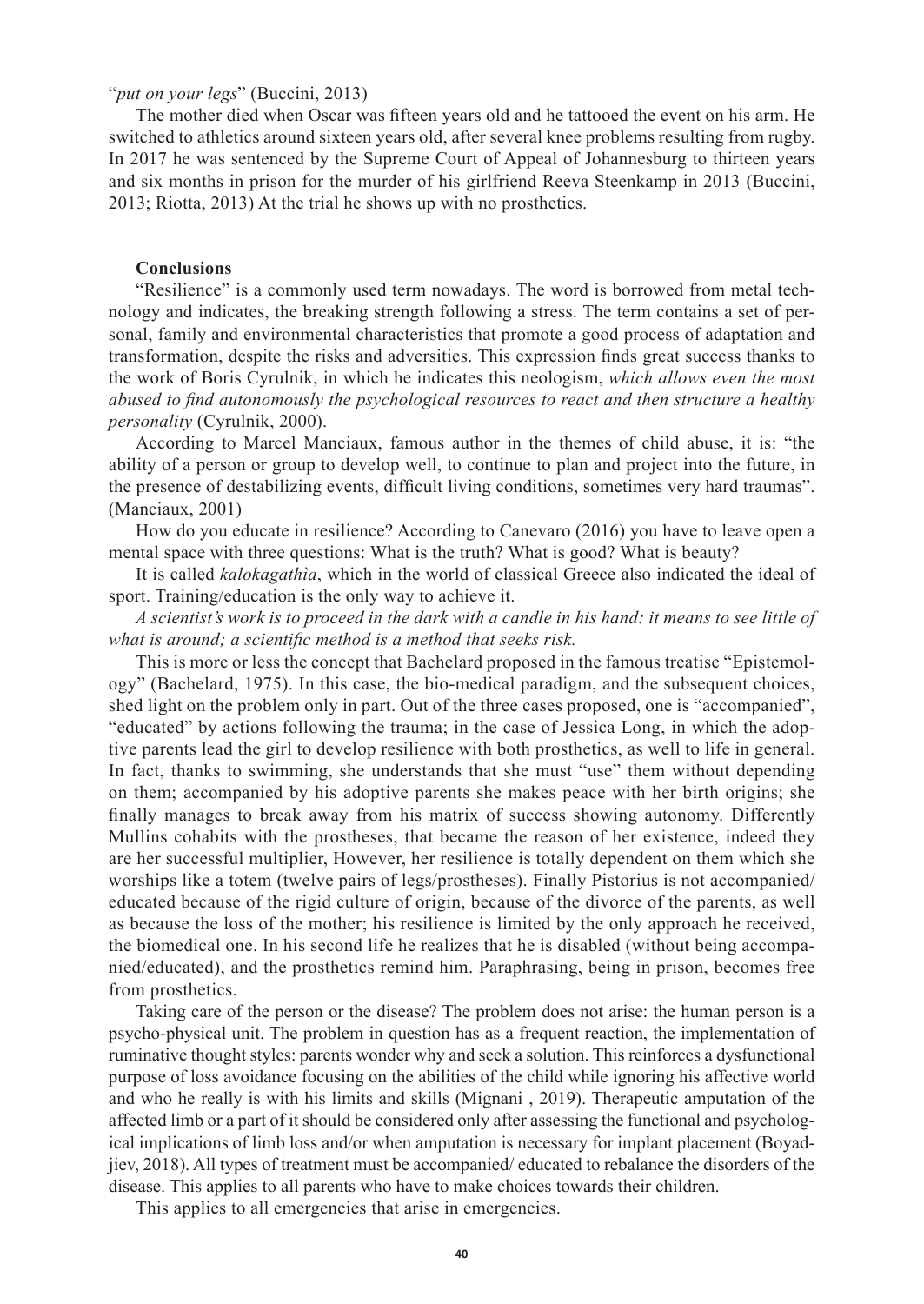"*put on your legs*" (Buccini, 2013)

The mother died when Oscar was fifteen years old and he tattooed the event on his arm. He switched to athletics around sixteen years old, after several knee problems resulting from rugby. In 2017 he was sentenced by the Supreme Court of Appeal of Johannesburg to thirteen years and six months in prison for the murder of his girlfriend Reeva Steenkamp in 2013 (Buccini, 2013; Riotta, 2013) At the trial he shows up with no prosthetics.

## Conclusions

"Resilience" is a commonly used term nowadays. The word is borrowed from metal technology and indicates, the breaking strength following a stress. The term contains a set of personal, family and environmental characteristics that promote a good process of adaptation and transformation, despite the risks and adversities. This expression finds great success thanks to the work of Boris Cyrulnik, in which he indicates this neologism, *which allows even the most abused to find autonomously the psychological resources to react and then structure a healthy personality* (Cyrulnik, 2000).

According to Marcel Manciaux, famous author in the themes of child abuse, it is: "the ability of a person or group to develop well, to continue to plan and project into the future, in the presence of destabilizing events, difficult living conditions, sometimes very hard traumas". (Manciaux, 2001)

How do you educate in resilience? According to Canevaro (2016) you have to leave open a mental space with three questions: What is the truth? What is good? What is beauty?

It is called *kalokagathìa*, which in the world of classical Greece also indicated the ideal of sport. Training/education is the only way to achieve it.

*A scientist's work is to proceed in the dark with a candle in his hand: it means to see little of what is around; a scientific method is a method that seeks risk.*

This is more or less the concept that Bachelard proposed in the famous treatise "Epistemology" (Bachelard, 1975). In this case, the bio-medical paradigm, and the subsequent choices, shed light on the problem only in part. Out of the three cases proposed, one is "accompanied", "educated" by actions following the trauma; in the case of Jessica Long, in which the adoptive parents lead the girl to develop resilience with both prosthetics, as well to life in general. In fact, thanks to swimming, she understands that she must "use" them without depending on them; accompanied by his adoptive parents she makes peace with her birth origins; she finally manages to break away from his matrix of success showing autonomy. Differently Mullins cohabits with the prostheses, that became the reason of her existence, indeed they are her successful multiplier, However, her resilience is totally dependent on them which she worships like a totem (twelve pairs of legs/prostheses). Finally Pistorius is not accompanied/educated because of the rigid culture of origin, because of the divorce of the parents, as well as because the loss of the mother; his resilience is limited by the only approach he received, the biomedical one. In his second life he realizes that he is disabled (without being accompanied/educated), and the prosthetics remind him. Paraphrasing, being in prison, becomes free from prosthetics.

Taking care of the person or the disease? The problem does not arise: the human person is a psycho-physical unit. The problem in question has as a frequent reaction, the implementation of ruminative thought styles: parents wonder why and seek a solution. This reinforces a dysfunctional purpose of loss avoidance focusing on the abilities of the child while ignoring his affective world and who he really is with his limits and skills (Mignani , 2019). Therapeutic amputation of the affected limb or a part of it should be considered only after assessing the functional and psychological implications of limb loss and/or when amputation is necessary for implant placement (Boyadjiev, 2018). All types of treatment must be accompanied/ educated to rebalance the disorders of the disease. This applies to all parents who have to make choices towards their children.

This applies to all emergencies that arise in emergencies.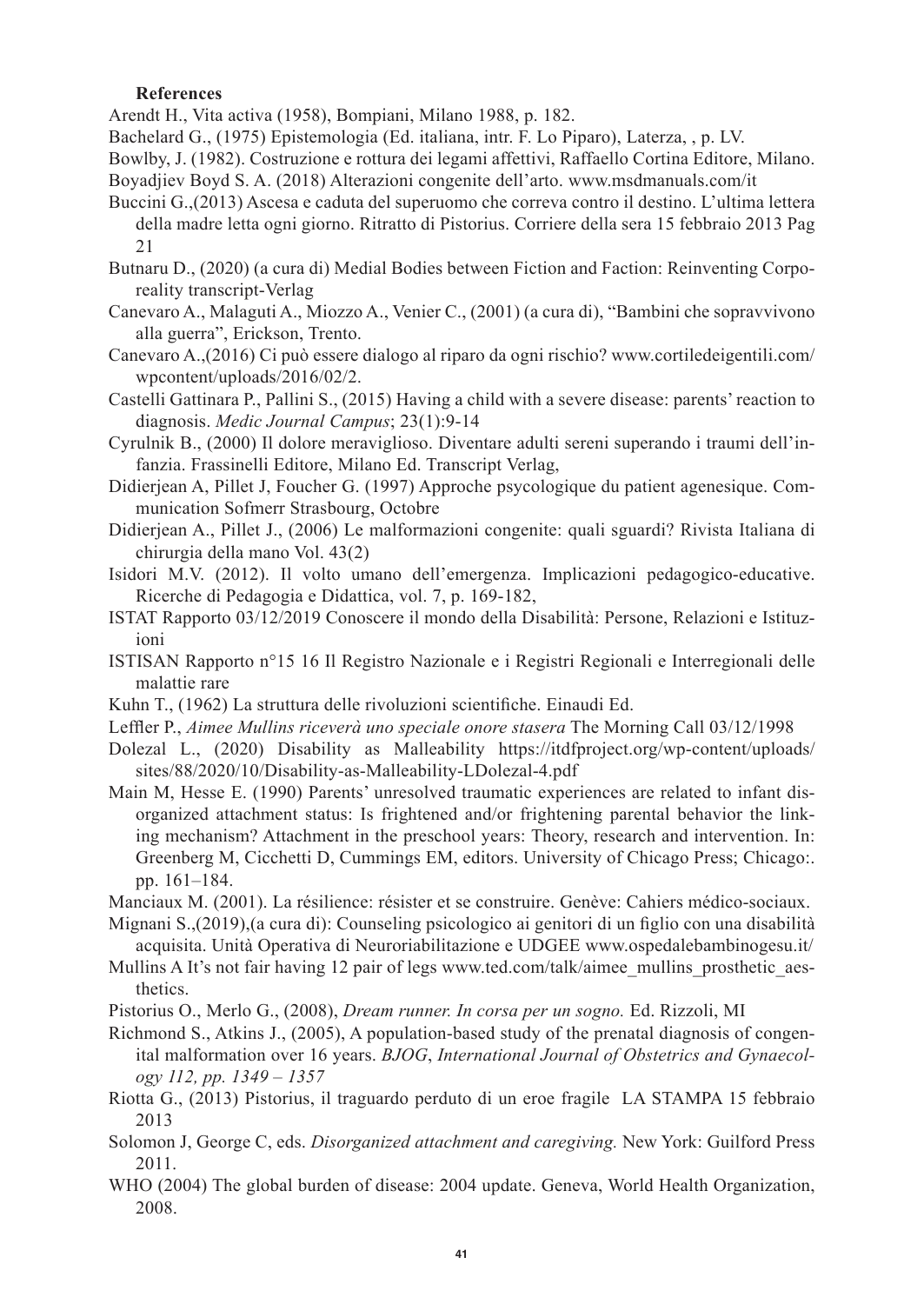**References**

Arendt H., Vita activa (1958), Bompiani, Milano 1988, p. 182.

Bachelard G., (1975) Epistemologia (Ed. italiana, intr. F. Lo Piparo), Laterza, , p. LV.

Bowlby, J. (1982). Costruzione e rottura dei legami affettivi, Raffaello Cortina Editore, Milano.

Boyadjiev Boyd S. A. (2018) Alterazioni congenite dell'arto. www.msdmanuals.com/it

Buccini G.,(2013) Ascesa e caduta del superuomo che correva contro il destino. L'ultima lettera della madre letta ogni giorno. Ritratto di Pistorius. Corriere della sera 15 febbraio 2013 Pag 21

Butnaru D., (2020) (a cura di) Medial Bodies between Fiction and Faction: Reinventing Corporeality transcript-Verlag

Canevaro A., Malaguti A., Miozzo A., Venier C., (2001) (a cura di), "Bambini che sopravvivono alla guerra", Erickson, Trento.

Canevaro A.,(2016) Ci può essere dialogo al riparo da ogni rischio? www.cortiledeigentili.com/wpcontent/uploads/2016/02/2.

Castelli Gattinara P., Pallini S., (2015) Having a child with a severe disease: parents' reaction to diagnosis. *Medic Journal Campus*; 23(1):9-14

Cyrulnik B., (2000) Il dolore meraviglioso. Diventare adulti sereni superando i traumi dell'infanzia. Frassinelli Editore, Milano Ed. Transcript Verlag,

Didierjean A, Pillet J, Foucher G. (1997) Approche psycologique du patient agenesique. Communication Sofmerr Strasbourg, Octobre

Didierjean A., Pillet J., (2006) Le malformazioni congenite: quali sguardi? Rivista Italiana di chirurgia della mano Vol. 43(2)

Isidori M.V. (2012). Il volto umano dell'emergenza. Implicazioni pedagogico-educative. Ricerche di Pedagogia e Didattica, vol. 7, p. 169-182,

ISTAT Rapporto 03/12/2019 Conoscere il mondo della Disabilità: Persone, Relazioni e Istituzioni

ISTISAN Rapporto n°15 16 Il Registro Nazionale e i Registri Regionali e Interregionali delle malattie rare

Kuhn T., (1962) La struttura delle rivoluzioni scientifiche. Einaudi Ed.

Leffler P., *Aimee Mullins riceverà uno speciale onore stasera* The Morning Call 03/12/1998

Dolezal L., (2020) Disability as Malleability https://itdfproject.org/wp-content/uploads/sites/88/2020/10/Disability-as-Malleability-LDolezal-4.pdf

Main M, Hesse E. (1990) Parents' unresolved traumatic experiences are related to infant disorganized attachment status: Is frightened and/or frightening parental behavior the linking mechanism? Attachment in the preschool years: Theory, research and intervention. In: Greenberg M, Cicchetti D, Cummings EM, editors. University of Chicago Press; Chicago:. pp. 161–184.

Manciaux M. (2001). La résilience: résister et se construire. Genève: Cahiers médico-sociaux.

Mignani S.,(2019),(a cura di): Counseling psicologico ai genitori di un figlio con una disabilità acquisita. Unità Operativa di Neuroriabilitazione e UDGEE www.ospedalebambinogesu.it/

Mullins A It's not fair having 12 pair of legs www.ted.com/talk/aimee_mullins_prosthetic_aesthetics.

Pistorius O., Merlo G., (2008), *Dream runner. In corsa per un sogno.* Ed. Rizzoli, MI

Richmond S., Atkins J., (2005), A population-based study of the prenatal diagnosis of congenital malformation over 16 years. *BJOG*, *International Journal of Obstetrics and Gynaecology 112, pp. 1349 – 1357*

Riotta G., (2013) Pistorius, il traguardo perduto di un eroe fragile LA STAMPA 15 febbraio 2013

Solomon J, George C, eds. *Disorganized attachment and caregiving.* New York: Guilford Press 2011.

WHO (2004) The global burden of disease: 2004 update. Geneva, World Health Organization, 2008.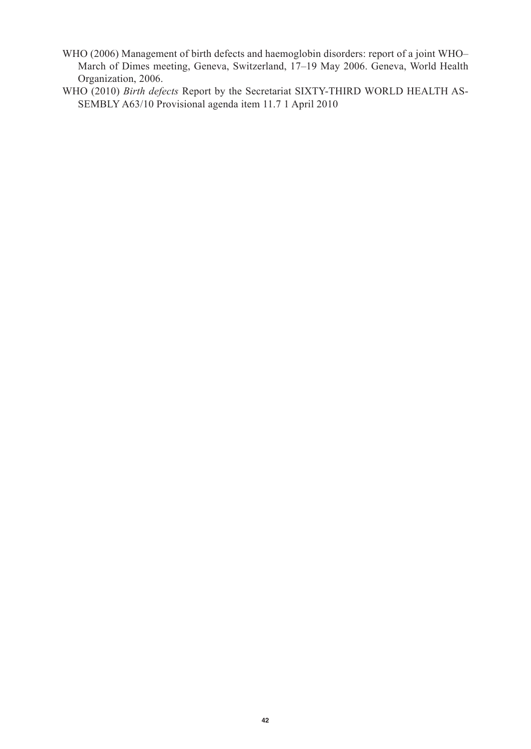WHO (2006) Management of birth defects and haemoglobin disorders: report of a joint WHO–March of Dimes meeting, Geneva, Switzerland, 17–19 May 2006. Geneva, World Health Organization, 2006.

WHO (2010) *Birth defects* Report by the Secretariat SIXTY-THIRD WORLD HEALTH ASSEMBLY A63/10 Provisional agenda item 11.7 1 April 2010